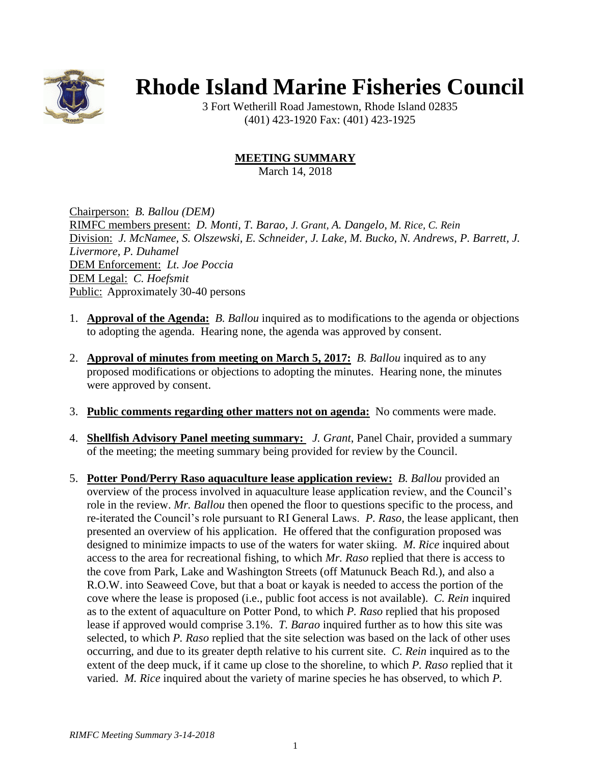# Rhode Island Marine Fisheries Council

3 Fort Wetherill Road Jamestown, Rhode Island 02835
(401) 423-1920 Fax: (401) 423-1925

## MEETING SUMMARY

March 14, 2018

Chairperson: *B. Ballou (DEM)*
RIMFC members present: *D. Monti, T. Barao, J. Grant, A. Dangelo, M. Rice, C. Rein*
Division: *J. McNamee, S. Olszewski, E. Schneider, J. Lake, M. Bucko, N. Andrews, P. Barrett, J. Livermore, P. Duhamel*
DEM Enforcement: *Lt. Joe Poccia*
DEM Legal: *C. Hoefsmit*
Public: Approximately 30-40 persons

1. **Approval of the Agenda:** *B. Ballou* inquired as to modifications to the agenda or objections to adopting the agenda. Hearing none, the agenda was approved by consent.

2. **Approval of minutes from meeting on March 5, 2017:** *B. Ballou* inquired as to any proposed modifications or objections to adopting the minutes. Hearing none, the minutes were approved by consent.

3. **Public comments regarding other matters not on agenda:** No comments were made.

4. **Shellfish Advisory Panel meeting summary:** *J. Grant*, Panel Chair, provided a summary of the meeting; the meeting summary being provided for review by the Council.

5. **Potter Pond/Perry Raso aquaculture lease application review:** *B. Ballou* provided an overview of the process involved in aquaculture lease application review, and the Council's role in the review. *Mr. Ballou* then opened the floor to questions specific to the process, and re-iterated the Council's role pursuant to RI General Laws. *P. Raso*, the lease applicant, then presented an overview of his application. He offered that the configuration proposed was designed to minimize impacts to use of the waters for water skiing. *M. Rice* inquired about access to the area for recreational fishing, to which *Mr. Raso* replied that there is access to the cove from Park, Lake and Washington Streets (off Matunuck Beach Rd.), and also a R.O.W. into Seaweed Cove, but that a boat or kayak is needed to access the portion of the cove where the lease is proposed (i.e., public foot access is not available). *C. Rein* inquired as to the extent of aquaculture on Potter Pond, to which *P. Raso* replied that his proposed lease if approved would comprise 3.1%. *T. Barao* inquired further as to how this site was selected, to which *P. Raso* replied that the site selection was based on the lack of other uses occurring, and due to its greater depth relative to his current site. *C. Rein* inquired as to the extent of the deep muck, if it came up close to the shoreline, to which *P. Raso* replied that it varied. *M. Rice* inquired about the variety of marine species he has observed, to which *P.*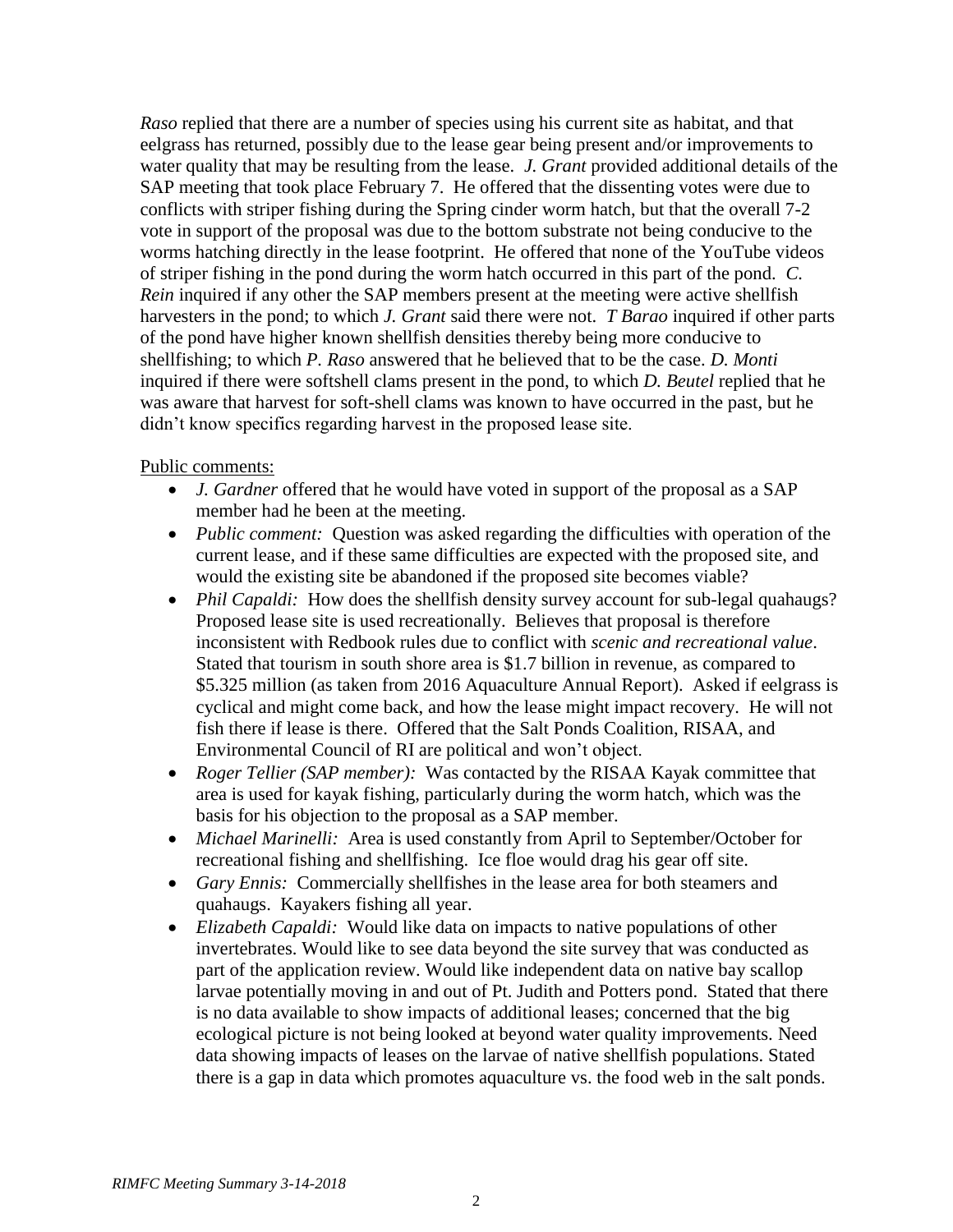*Raso* replied that there are a number of species using his current site as habitat, and that eelgrass has returned, possibly due to the lease gear being present and/or improvements to water quality that may be resulting from the lease. *J. Grant* provided additional details of the SAP meeting that took place February 7. He offered that the dissenting votes were due to conflicts with striper fishing during the Spring cinder worm hatch, but that the overall 7-2 vote in support of the proposal was due to the bottom substrate not being conducive to the worms hatching directly in the lease footprint. He offered that none of the YouTube videos of striper fishing in the pond during the worm hatch occurred in this part of the pond. *C. Rein* inquired if any other the SAP members present at the meeting were active shellfish harvesters in the pond; to which *J. Grant* said there were not. *T Barao* inquired if other parts of the pond have higher known shellfish densities thereby being more conducive to shellfishing; to which *P. Raso* answered that he believed that to be the case. *D. Monti* inquired if there were softshell clams present in the pond, to which *D. Beutel* replied that he was aware that harvest for soft-shell clams was known to have occurred in the past, but he didn't know specifics regarding harvest in the proposed lease site.

Public comments:

- *J. Gardner* offered that he would have voted in support of the proposal as a SAP member had he been at the meeting.
- *Public comment:* Question was asked regarding the difficulties with operation of the current lease, and if these same difficulties are expected with the proposed site, and would the existing site be abandoned if the proposed site becomes viable?
- *Phil Capaldi:* How does the shellfish density survey account for sub-legal quahaugs? Proposed lease site is used recreationally. Believes that proposal is therefore inconsistent with Redbook rules due to conflict with *scenic and recreational value*. Stated that tourism in south shore area is $1.7 billion in revenue, as compared to $5.325 million (as taken from 2016 Aquaculture Annual Report). Asked if eelgrass is cyclical and might come back, and how the lease might impact recovery. He will not fish there if lease is there. Offered that the Salt Ponds Coalition, RISAA, and Environmental Council of RI are political and won't object.
- *Roger Tellier (SAP member):* Was contacted by the RISAA Kayak committee that area is used for kayak fishing, particularly during the worm hatch, which was the basis for his objection to the proposal as a SAP member.
- *Michael Marinelli:* Area is used constantly from April to September/October for recreational fishing and shellfishing. Ice floe would drag his gear off site.
- *Gary Ennis:* Commercially shellfishes in the lease area for both steamers and quahaugs. Kayakers fishing all year.
- *Elizabeth Capaldi:* Would like data on impacts to native populations of other invertebrates. Would like to see data beyond the site survey that was conducted as part of the application review. Would like independent data on native bay scallop larvae potentially moving in and out of Pt. Judith and Potters pond. Stated that there is no data available to show impacts of additional leases; concerned that the big ecological picture is not being looked at beyond water quality improvements. Need data showing impacts of leases on the larvae of native shellfish populations. Stated there is a gap in data which promotes aquaculture vs. the food web in the salt ponds.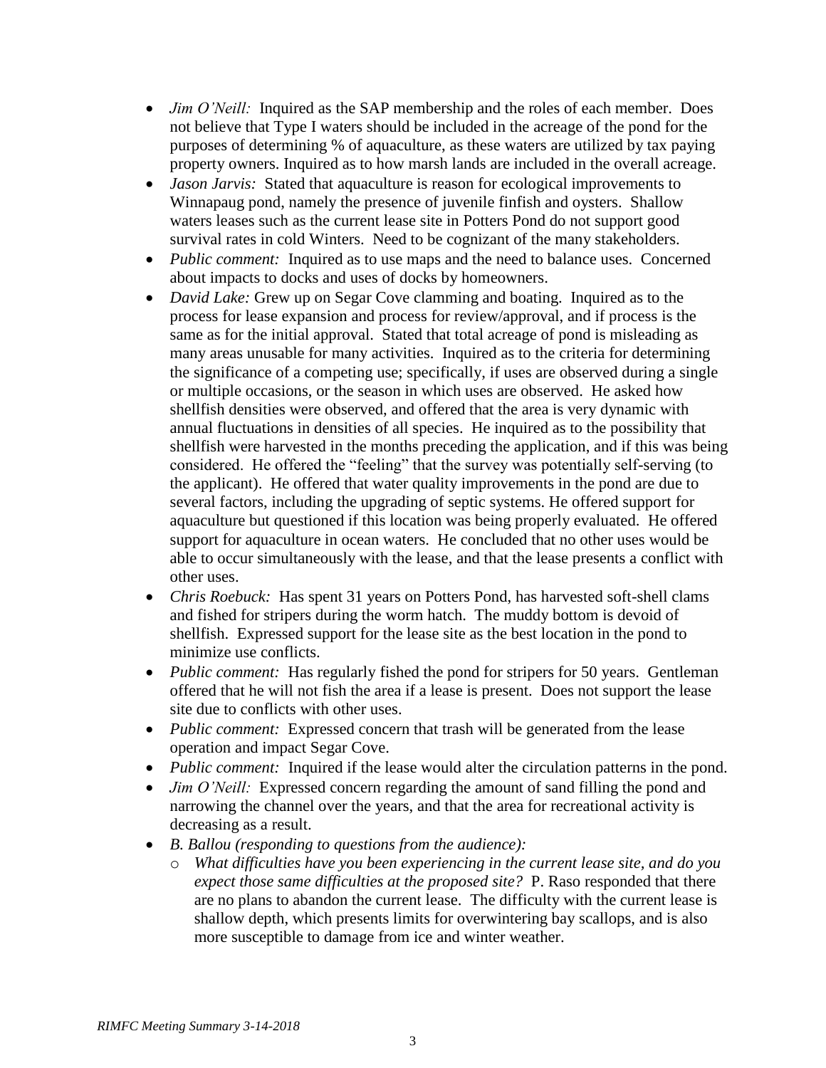- *Jim O'Neill:* Inquired as the SAP membership and the roles of each member. Does not believe that Type I waters should be included in the acreage of the pond for the purposes of determining % of aquaculture, as these waters are utilized by tax paying property owners. Inquired as to how marsh lands are included in the overall acreage.
- *Jason Jarvis:* Stated that aquaculture is reason for ecological improvements to Winnapaug pond, namely the presence of juvenile finfish and oysters. Shallow waters leases such as the current lease site in Potters Pond do not support good survival rates in cold Winters. Need to be cognizant of the many stakeholders.
- *Public comment:* Inquired as to use maps and the need to balance uses. Concerned about impacts to docks and uses of docks by homeowners.
- *David Lake:* Grew up on Segar Cove clamming and boating. Inquired as to the process for lease expansion and process for review/approval, and if process is the same as for the initial approval. Stated that total acreage of pond is misleading as many areas unusable for many activities. Inquired as to the criteria for determining the significance of a competing use; specifically, if uses are observed during a single or multiple occasions, or the season in which uses are observed. He asked how shellfish densities were observed, and offered that the area is very dynamic with annual fluctuations in densities of all species. He inquired as to the possibility that shellfish were harvested in the months preceding the application, and if this was being considered. He offered the "feeling" that the survey was potentially self-serving (to the applicant). He offered that water quality improvements in the pond are due to several factors, including the upgrading of septic systems. He offered support for aquaculture but questioned if this location was being properly evaluated. He offered support for aquaculture in ocean waters. He concluded that no other uses would be able to occur simultaneously with the lease, and that the lease presents a conflict with other uses.
- *Chris Roebuck:* Has spent 31 years on Potters Pond, has harvested soft-shell clams and fished for stripers during the worm hatch. The muddy bottom is devoid of shellfish. Expressed support for the lease site as the best location in the pond to minimize use conflicts.
- *Public comment:* Has regularly fished the pond for stripers for 50 years. Gentleman offered that he will not fish the area if a lease is present. Does not support the lease site due to conflicts with other uses.
- *Public comment:* Expressed concern that trash will be generated from the lease operation and impact Segar Cove.
- *Public comment:* Inquired if the lease would alter the circulation patterns in the pond.
- *Jim O'Neill:* Expressed concern regarding the amount of sand filling the pond and narrowing the channel over the years, and that the area for recreational activity is decreasing as a result.
- *B. Ballou (responding to questions from the audience):*
  - *What difficulties have you been experiencing in the current lease site, and do you expect those same difficulties at the proposed site?* P. Raso responded that there are no plans to abandon the current lease. The difficulty with the current lease is shallow depth, which presents limits for overwintering bay scallops, and is also more susceptible to damage from ice and winter weather.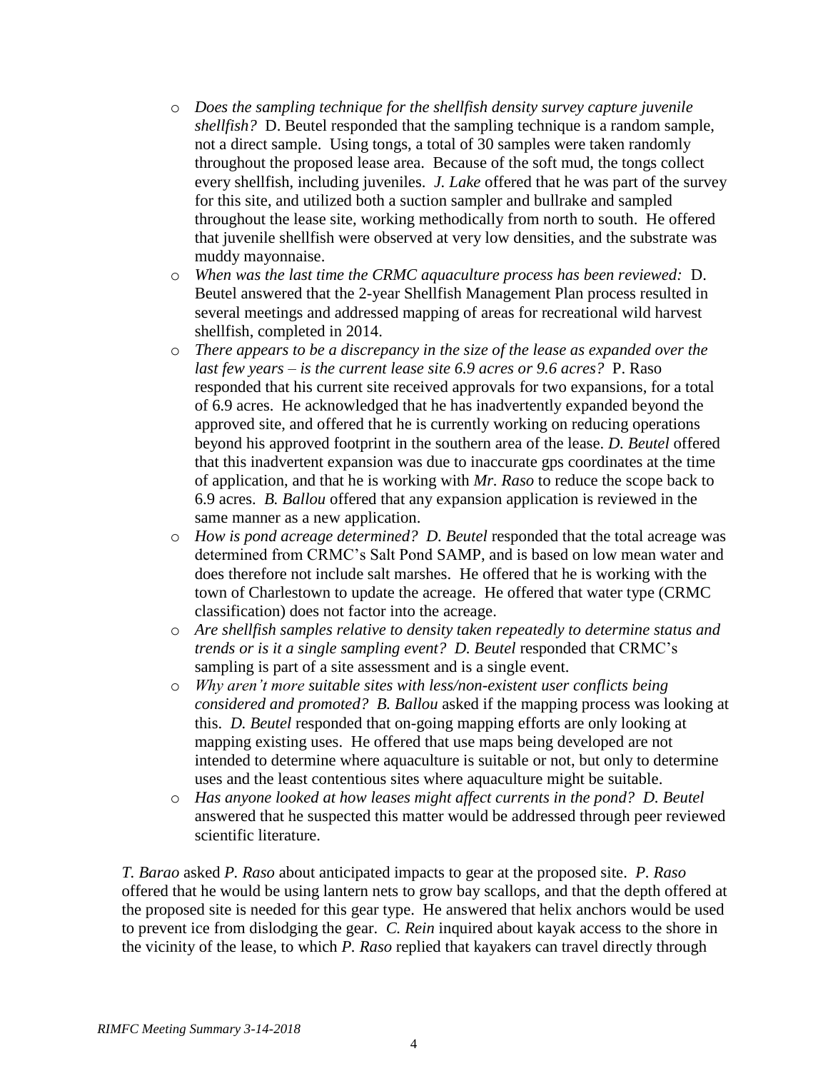- *Does the sampling technique for the shellfish density survey capture juvenile shellfish?* D. Beutel responded that the sampling technique is a random sample, not a direct sample. Using tongs, a total of 30 samples were taken randomly throughout the proposed lease area. Because of the soft mud, the tongs collect every shellfish, including juveniles. *J. Lake* offered that he was part of the survey for this site, and utilized both a suction sampler and bullrake and sampled throughout the lease site, working methodically from north to south. He offered that juvenile shellfish were observed at very low densities, and the substrate was muddy mayonnaise.
- *When was the last time the CRMC aquaculture process has been reviewed:* D. Beutel answered that the 2-year Shellfish Management Plan process resulted in several meetings and addressed mapping of areas for recreational wild harvest shellfish, completed in 2014.
- *There appears to be a discrepancy in the size of the lease as expanded over the last few years – is the current lease site 6.9 acres or 9.6 acres?* P. Raso responded that his current site received approvals for two expansions, for a total of 6.9 acres. He acknowledged that he has inadvertently expanded beyond the approved site, and offered that he is currently working on reducing operations beyond his approved footprint in the southern area of the lease. *D. Beutel* offered that this inadvertent expansion was due to inaccurate gps coordinates at the time of application, and that he is working with *Mr. Raso* to reduce the scope back to 6.9 acres. *B. Ballou* offered that any expansion application is reviewed in the same manner as a new application.
- *How is pond acreage determined? D. Beutel* responded that the total acreage was determined from CRMC's Salt Pond SAMP, and is based on low mean water and does therefore not include salt marshes. He offered that he is working with the town of Charlestown to update the acreage. He offered that water type (CRMC classification) does not factor into the acreage.
- *Are shellfish samples relative to density taken repeatedly to determine status and trends or is it a single sampling event? D. Beutel* responded that CRMC's sampling is part of a site assessment and is a single event.
- *Why aren't more suitable sites with less/non-existent user conflicts being considered and promoted? B. Ballou* asked if the mapping process was looking at this. *D. Beutel* responded that on-going mapping efforts are only looking at mapping existing uses. He offered that use maps being developed are not intended to determine where aquaculture is suitable or not, but only to determine uses and the least contentious sites where aquaculture might be suitable.
- *Has anyone looked at how leases might affect currents in the pond? D. Beutel* answered that he suspected this matter would be addressed through peer reviewed scientific literature.

*T. Barao* asked *P. Raso* about anticipated impacts to gear at the proposed site. *P. Raso* offered that he would be using lantern nets to grow bay scallops, and that the depth offered at the proposed site is needed for this gear type. He answered that helix anchors would be used to prevent ice from dislodging the gear. *C. Rein* inquired about kayak access to the shore in the vicinity of the lease, to which *P. Raso* replied that kayakers can travel directly through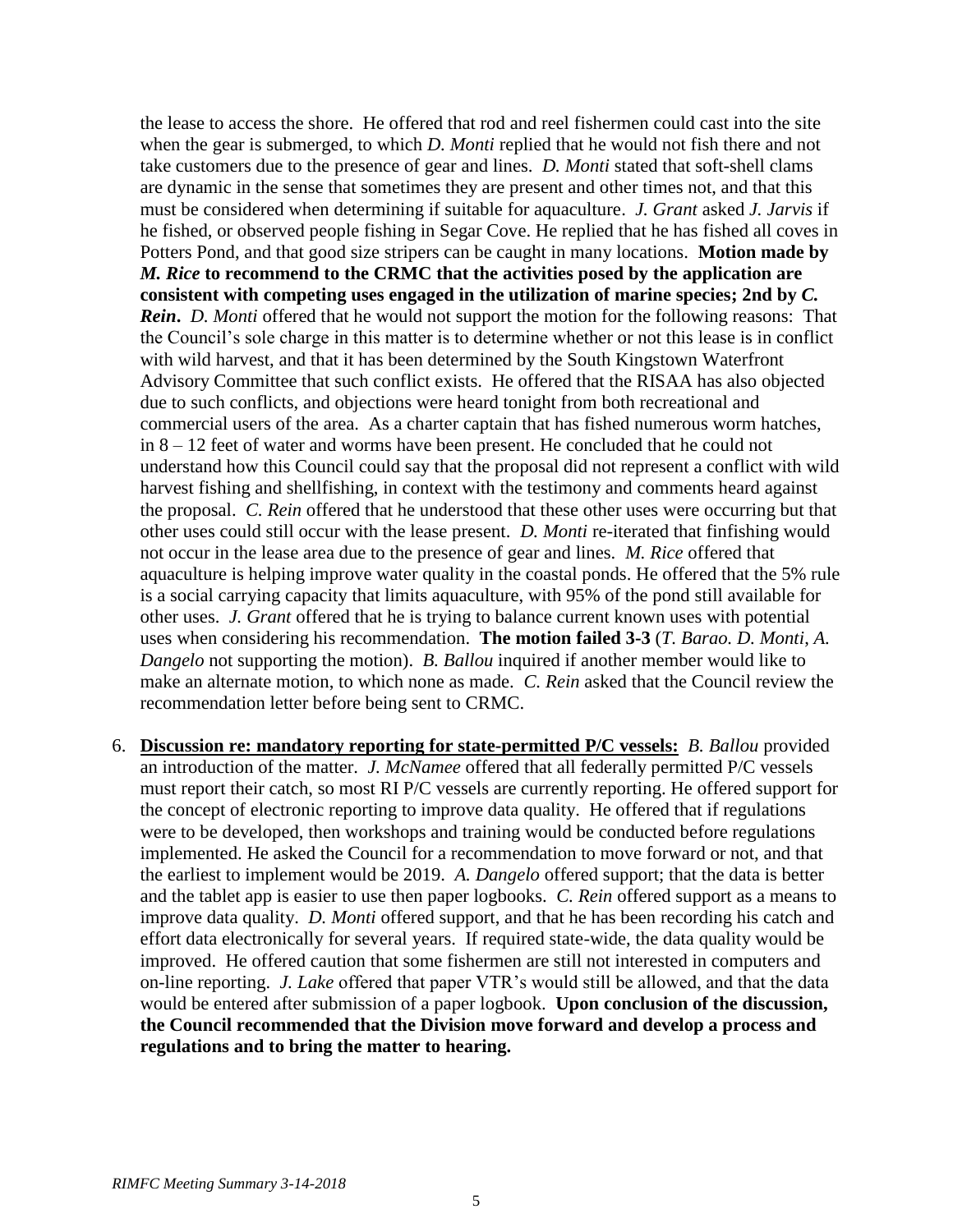the lease to access the shore. He offered that rod and reel fishermen could cast into the site when the gear is submerged, to which *D. Monti* replied that he would not fish there and not take customers due to the presence of gear and lines. *D. Monti* stated that soft-shell clams are dynamic in the sense that sometimes they are present and other times not, and that this must be considered when determining if suitable for aquaculture. *J. Grant* asked *J. Jarvis* if he fished, or observed people fishing in Segar Cove. He replied that he has fished all coves in Potters Pond, and that good size stripers can be caught in many locations. **Motion made by *M. Rice* to recommend to the CRMC that the activities posed by the application are consistent with competing uses engaged in the utilization of marine species; 2nd by *C. Rein*.** *D. Monti* offered that he would not support the motion for the following reasons: That the Council's sole charge in this matter is to determine whether or not this lease is in conflict with wild harvest, and that it has been determined by the South Kingstown Waterfront Advisory Committee that such conflict exists. He offered that the RISAA has also objected due to such conflicts, and objections were heard tonight from both recreational and commercial users of the area. As a charter captain that has fished numerous worm hatches, in 8 – 12 feet of water and worms have been present. He concluded that he could not understand how this Council could say that the proposal did not represent a conflict with wild harvest fishing and shellfishing, in context with the testimony and comments heard against the proposal. *C. Rein* offered that he understood that these other uses were occurring but that other uses could still occur with the lease present. *D. Monti* re-iterated that finfishing would not occur in the lease area due to the presence of gear and lines. *M. Rice* offered that aquaculture is helping improve water quality in the coastal ponds. He offered that the 5% rule is a social carrying capacity that limits aquaculture, with 95% of the pond still available for other uses. *J. Grant* offered that he is trying to balance current known uses with potential uses when considering his recommendation. **The motion failed 3-3** (*T. Barao. D. Monti, A. Dangelo* not supporting the motion). *B. Ballou* inquired if another member would like to make an alternate motion, to which none as made. *C. Rein* asked that the Council review the recommendation letter before being sent to CRMC.

6. **Discussion re: mandatory reporting for state-permitted P/C vessels:** *B. Ballou* provided an introduction of the matter. *J. McNamee* offered that all federally permitted P/C vessels must report their catch, so most RI P/C vessels are currently reporting. He offered support for the concept of electronic reporting to improve data quality. He offered that if regulations were to be developed, then workshops and training would be conducted before regulations implemented. He asked the Council for a recommendation to move forward or not, and that the earliest to implement would be 2019. *A. Dangelo* offered support; that the data is better and the tablet app is easier to use then paper logbooks. *C. Rein* offered support as a means to improve data quality. *D. Monti* offered support, and that he has been recording his catch and effort data electronically for several years. If required state-wide, the data quality would be improved. He offered caution that some fishermen are still not interested in computers and on-line reporting. *J. Lake* offered that paper VTR's would still be allowed, and that the data would be entered after submission of a paper logbook. **Upon conclusion of the discussion, the Council recommended that the Division move forward and develop a process and regulations and to bring the matter to hearing.**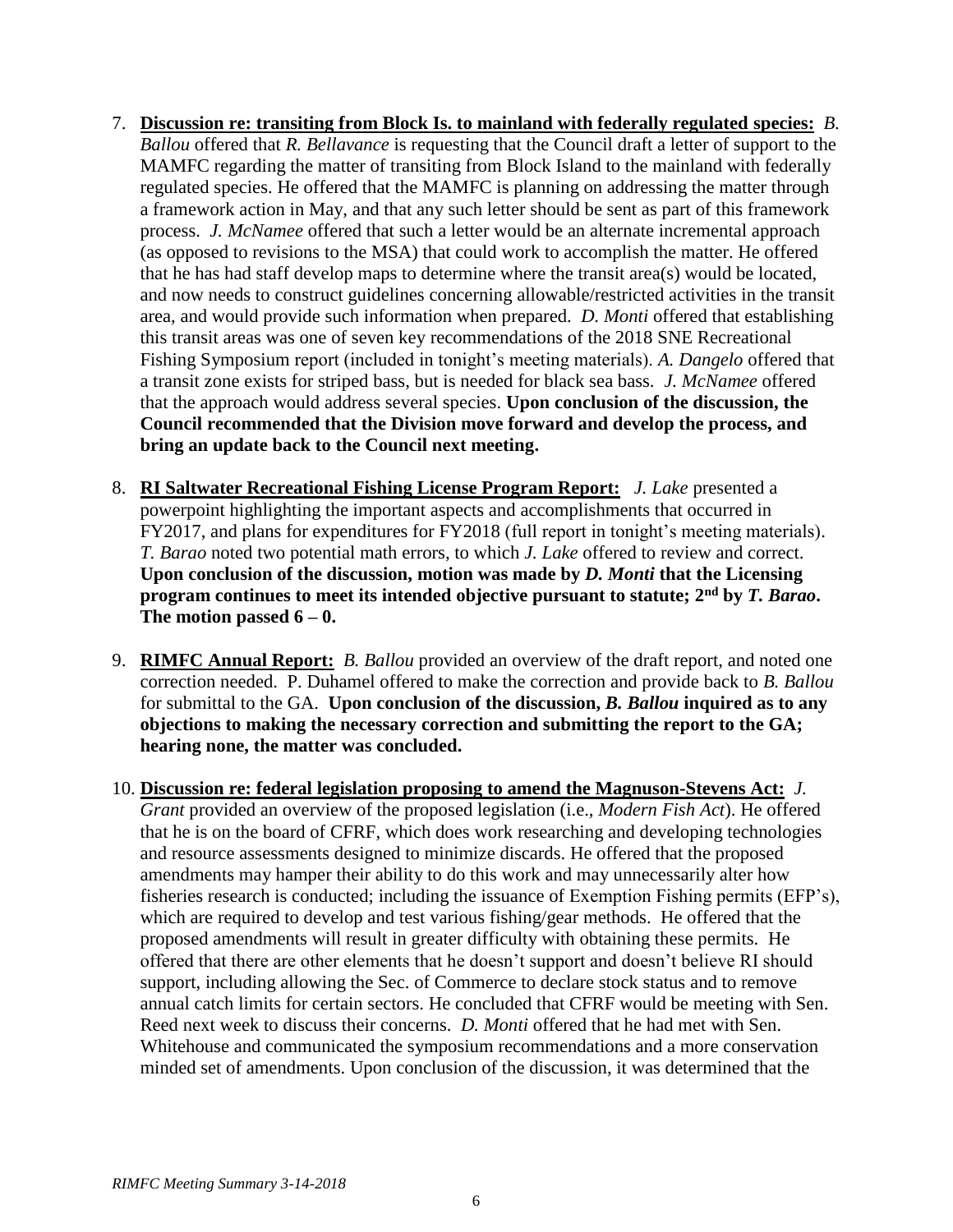7. **Discussion re: transiting from Block Is. to mainland with federally regulated species:** *B. Ballou* offered that *R. Bellavance* is requesting that the Council draft a letter of support to the MAMFC regarding the matter of transiting from Block Island to the mainland with federally regulated species. He offered that the MAMFC is planning on addressing the matter through a framework action in May, and that any such letter should be sent as part of this framework process. *J. McNamee* offered that such a letter would be an alternate incremental approach (as opposed to revisions to the MSA) that could work to accomplish the matter. He offered that he has had staff develop maps to determine where the transit area(s) would be located, and now needs to construct guidelines concerning allowable/restricted activities in the transit area, and would provide such information when prepared. *D. Monti* offered that establishing this transit areas was one of seven key recommendations of the 2018 SNE Recreational Fishing Symposium report (included in tonight's meeting materials). *A. Dangelo* offered that a transit zone exists for striped bass, but is needed for black sea bass. *J. McNamee* offered that the approach would address several species. **Upon conclusion of the discussion, the Council recommended that the Division move forward and develop the process, and bring an update back to the Council next meeting.**

8. **RI Saltwater Recreational Fishing License Program Report:** *J. Lake* presented a powerpoint highlighting the important aspects and accomplishments that occurred in FY2017, and plans for expenditures for FY2018 (full report in tonight's meeting materials). *T. Barao* noted two potential math errors, to which *J. Lake* offered to review and correct. **Upon conclusion of the discussion, motion was made by *D. Monti* that the Licensing program continues to meet its intended objective pursuant to statute; 2nd by *T. Barao*. The motion passed 6 – 0.**

9. **RIMFC Annual Report:** *B. Ballou* provided an overview of the draft report, and noted one correction needed. P. Duhamel offered to make the correction and provide back to *B. Ballou* for submittal to the GA. **Upon conclusion of the discussion, *B. Ballou* inquired as to any objections to making the necessary correction and submitting the report to the GA; hearing none, the matter was concluded.**

10. **Discussion re: federal legislation proposing to amend the Magnuson-Stevens Act:** *J. Grant* provided an overview of the proposed legislation (i.e., *Modern Fish Act*). He offered that he is on the board of CFRF, which does work researching and developing technologies and resource assessments designed to minimize discards. He offered that the proposed amendments may hamper their ability to do this work and may unnecessarily alter how fisheries research is conducted; including the issuance of Exemption Fishing permits (EFP's), which are required to develop and test various fishing/gear methods. He offered that the proposed amendments will result in greater difficulty with obtaining these permits. He offered that there are other elements that he doesn't support and doesn't believe RI should support, including allowing the Sec. of Commerce to declare stock status and to remove annual catch limits for certain sectors. He concluded that CFRF would be meeting with Sen. Reed next week to discuss their concerns. *D. Monti* offered that he had met with Sen. Whitehouse and communicated the symposium recommendations and a more conservation minded set of amendments. Upon conclusion of the discussion, it was determined that the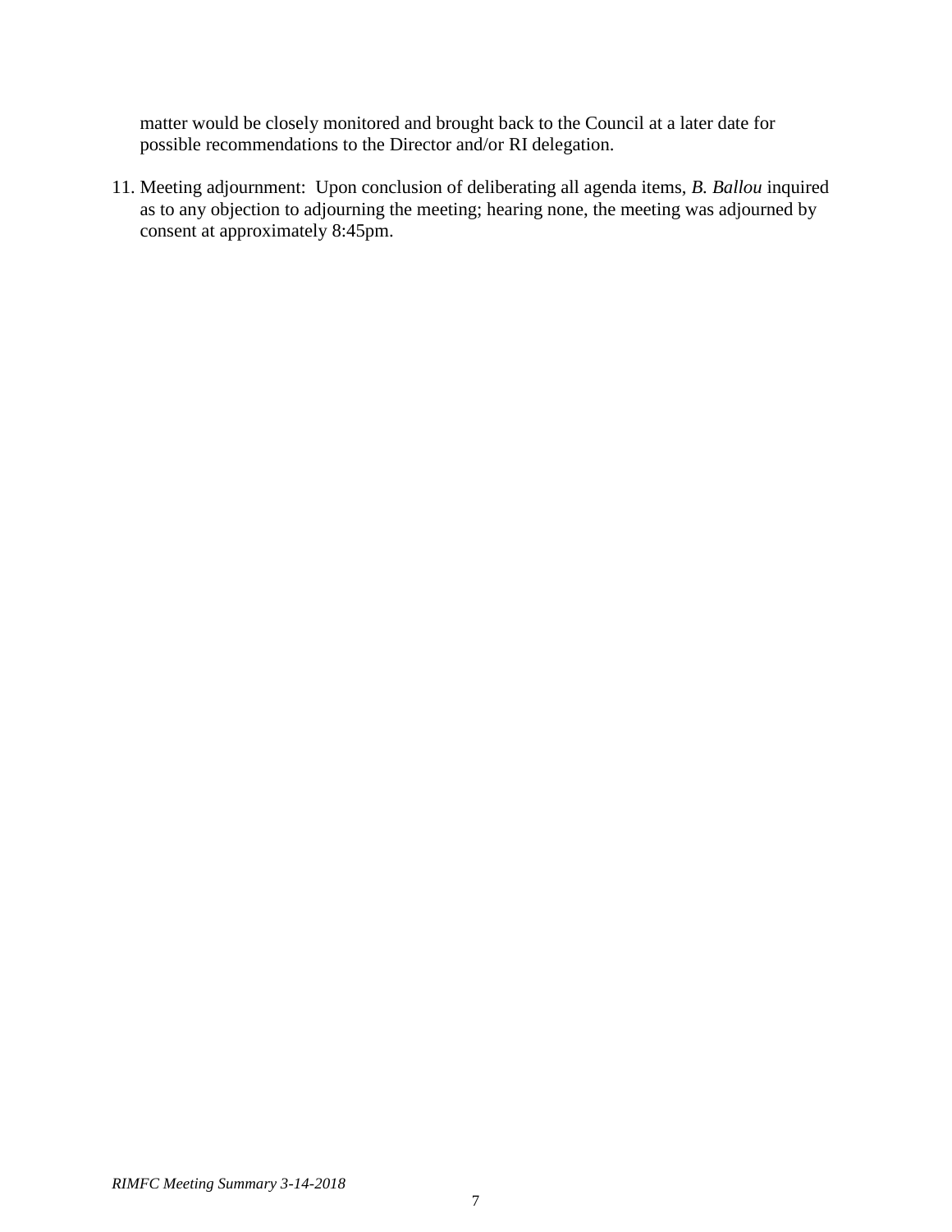matter would be closely monitored and brought back to the Council at a later date for possible recommendations to the Director and/or RI delegation.

11. Meeting adjournment: Upon conclusion of deliberating all agenda items, *B. Ballou* inquired as to any objection to adjourning the meeting; hearing none, the meeting was adjourned by consent at approximately 8:45pm.